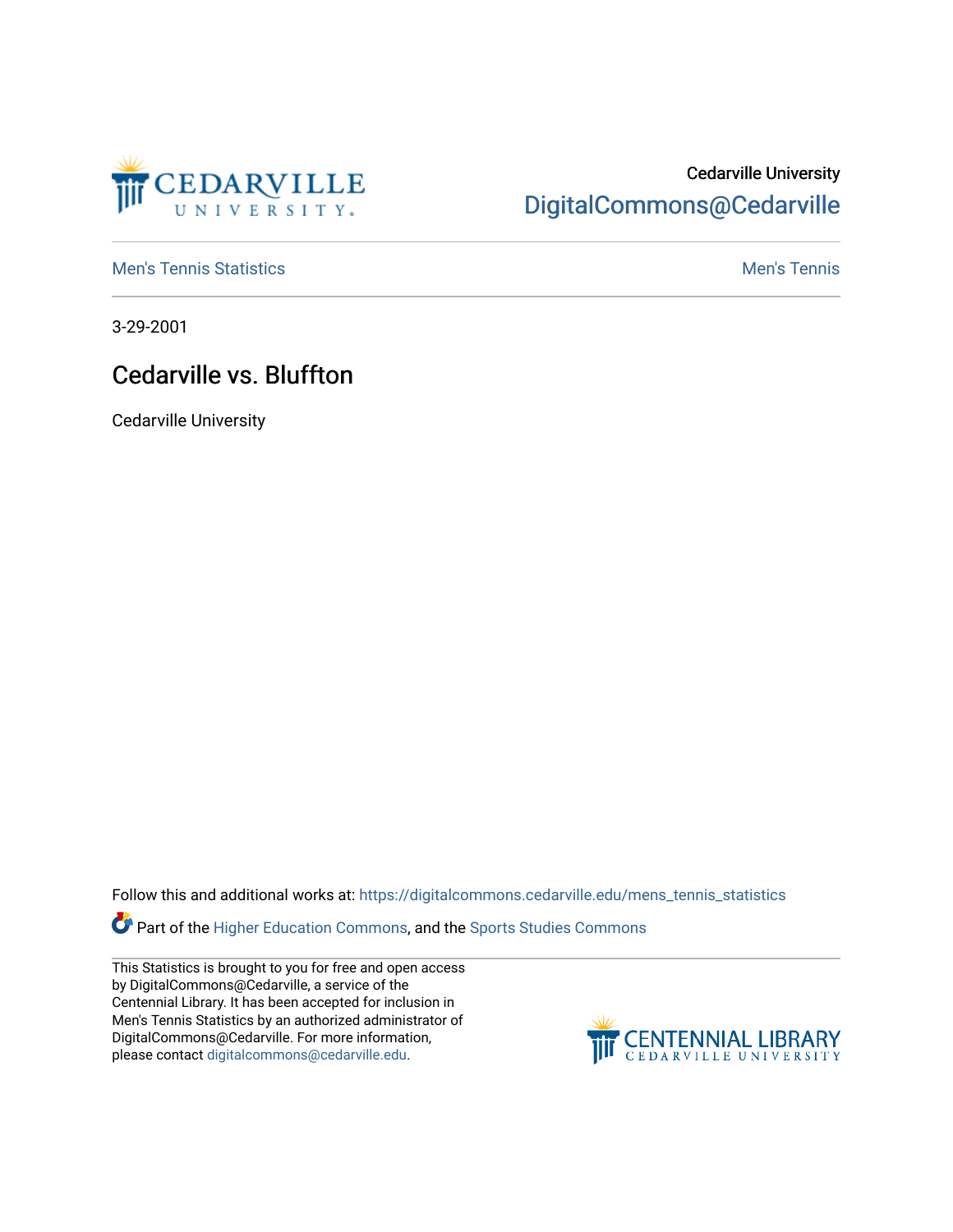Cedarville University

DigitalCommons@Cedarville

Men's Tennis Statistics | Men's Tennis

3-29-2001

# Cedarville vs. Bluffton

Cedarville University

Follow this and additional works at: https://digitalcommons.cedarville.edu/mens_tennis_statistics

Part of the Higher Education Commons, and the Sports Studies Commons

This Statistics is brought to you for free and open access by DigitalCommons@Cedarville, a service of the Centennial Library. It has been accepted for inclusion in Men's Tennis Statistics by an authorized administrator of DigitalCommons@Cedarville. For more information, please contact digitalcommons@cedarville.edu.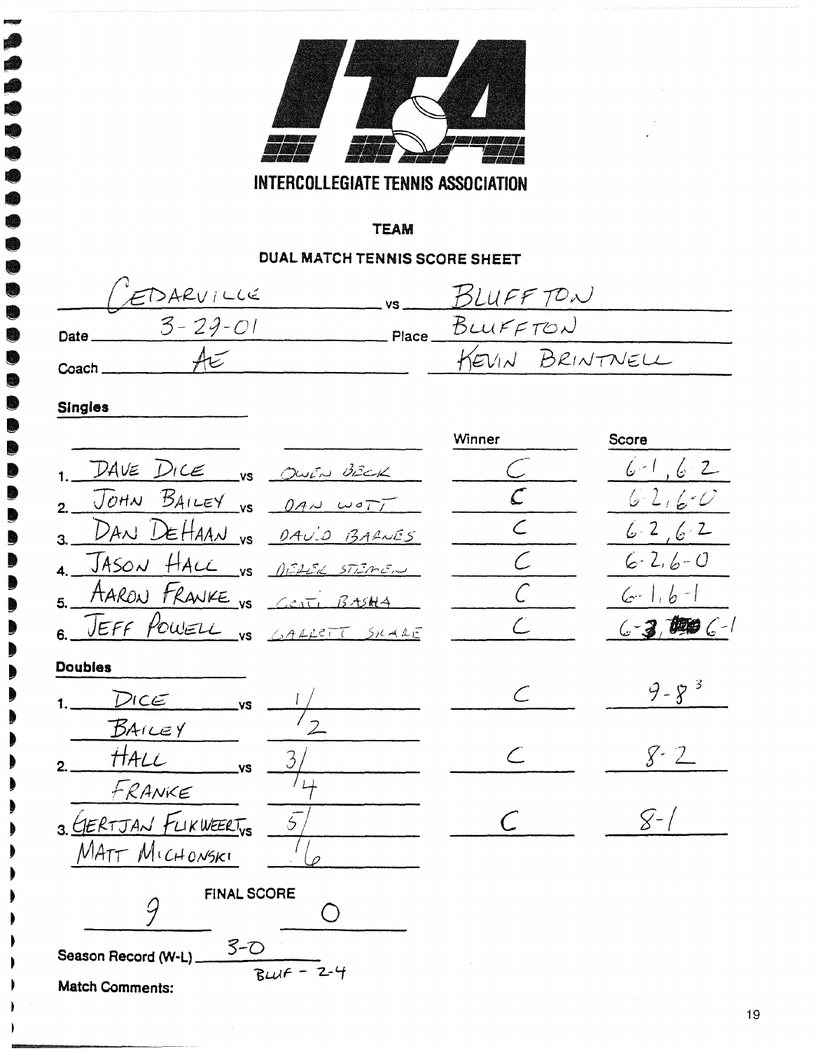# INTERCOLLEGIATE TENNIS ASSOCIATION

**TEAM**

**DUAL MATCH TENNIS SCORE SHEET**

CEDARVILLE vs BLUFFTON

Date: 3-29-01 Place: BLUFFTON

Coach: AE KEVIN BRINTNELL

## Singles

| | | | Winner | Score |
|---|---|---|---|---|
| 1. | DAVE DICE vs | OWEN BECK | C | 6-1, 6-2 |
| 2. | JOHN BAILEY vs | DAN WOTT | C | 6-2, 6-0 |
| 3. | DAN DEHAAN vs | DAVID BARNES | C | 6-2, 6-2 |
| 4. | JASON HALL vs | DEREK STEMEN | C | 6-2, 6-0 |
| 5. | AARON FRANKE vs | GENTI BASHA | C | 6-1, 6-1 |
| 6. | JEFF POWELL vs | GARRETT SKARE | C | 6-3, 6-1 |

## Doubles

| | | | Winner | Score |
|---|---|---|---|---|
| 1. | DICE / BAILEY vs | 1/2 | C | 9-8 (3) |
| 2. | HALL / FRANKE vs | 3/4 | C | 8-2 |
| 3. | GERTJAN FLIKWEERT / MATT MICHONSKI vs | 5/6 | C | 8-1 |

**FINAL SCORE**

9 — 0

Season Record (W-L): 3-0

BLUF - 2-4

Match Comments: